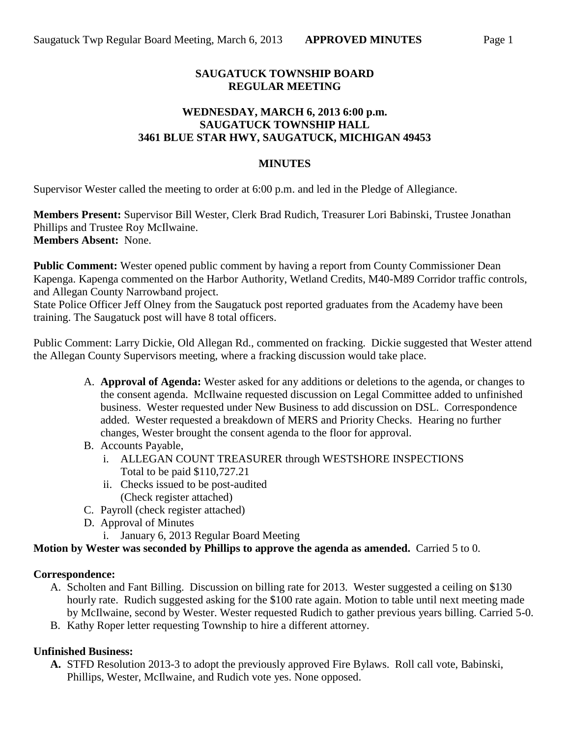**SAUGATUCK TOWNSHIP BOARD**
**REGULAR MEETING**

**WEDNESDAY, MARCH 6, 2013 6:00 p.m.**
**SAUGATUCK TOWNSHIP HALL**
**3461 BLUE STAR HWY, SAUGATUCK, MICHIGAN 49453**

**MINUTES**

Supervisor Wester called the meeting to order at 6:00 p.m. and led in the Pledge of Allegiance.

**Members Present:** Supervisor Bill Wester, Clerk Brad Rudich, Treasurer Lori Babinski, Trustee Jonathan Phillips and Trustee Roy McIlwaine.
**Members Absent:** None.

**Public Comment:** Wester opened public comment by having a report from County Commissioner Dean Kapenga. Kapenga commented on the Harbor Authority, Wetland Credits, M40-M89 Corridor traffic controls, and Allegan County Narrowband project.
State Police Officer Jeff Olney from the Saugatuck post reported graduates from the Academy have been training. The Saugatuck post will have 8 total officers.

Public Comment: Larry Dickie, Old Allegan Rd., commented on fracking. Dickie suggested that Wester attend the Allegan County Supervisors meeting, where a fracking discussion would take place.

A. **Approval of Agenda:** Wester asked for any additions or deletions to the agenda, or changes to the consent agenda. McIlwaine requested discussion on Legal Committee added to unfinished business. Wester requested under New Business to add discussion on DSL. Correspondence added. Wester requested a breakdown of MERS and Priority Checks. Hearing no further changes, Wester brought the consent agenda to the floor for approval.
B. Accounts Payable,
   i. ALLEGAN COUNT TREASURER through WESTSHORE INSPECTIONS
      Total to be paid $110,727.21
   ii. Checks issued to be post-audited
      (Check register attached)
C. Payroll (check register attached)
D. Approval of Minutes
   i. January 6, 2013 Regular Board Meeting

**Motion by Wester was seconded by Phillips to approve the agenda as amended.** Carried 5 to 0.

**Correspondence:**

A. Scholten and Fant Billing. Discussion on billing rate for 2013. Wester suggested a ceiling on $130 hourly rate. Rudich suggested asking for the $100 rate again. Motion to table until next meeting made by McIlwaine, second by Wester. Wester requested Rudich to gather previous years billing. Carried 5-0.
B. Kathy Roper letter requesting Township to hire a different attorney.

**Unfinished Business:**

**A.** STFD Resolution 2013-3 to adopt the previously approved Fire Bylaws. Roll call vote, Babinski, Phillips, Wester, McIlwaine, and Rudich vote yes. None opposed.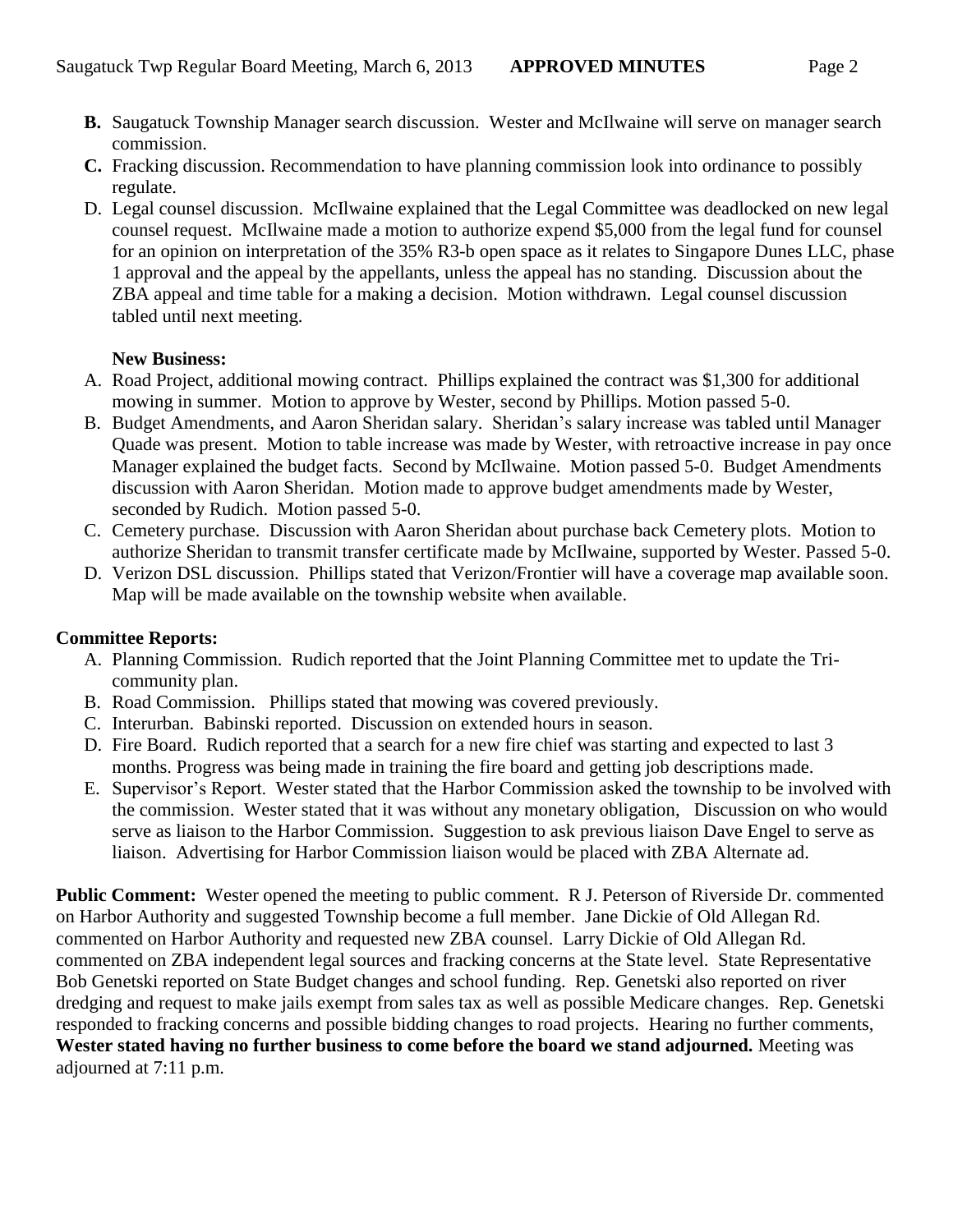- **B.** Saugatuck Township Manager search discussion. Wester and McIlwaine will serve on manager search commission.
- **C.** Fracking discussion. Recommendation to have planning commission look into ordinance to possibly regulate.
- D. Legal counsel discussion. McIlwaine explained that the Legal Committee was deadlocked on new legal counsel request. McIlwaine made a motion to authorize expend $5,000 from the legal fund for counsel for an opinion on interpretation of the 35% R3-b open space as it relates to Singapore Dunes LLC, phase 1 approval and the appeal by the appellants, unless the appeal has no standing. Discussion about the ZBA appeal and time table for a making a decision. Motion withdrawn. Legal counsel discussion tabled until next meeting.

**New Business:**

- A. Road Project, additional mowing contract. Phillips explained the contract was $1,300 for additional mowing in summer. Motion to approve by Wester, second by Phillips. Motion passed 5-0.
- B. Budget Amendments, and Aaron Sheridan salary. Sheridan's salary increase was tabled until Manager Quade was present. Motion to table increase was made by Wester, with retroactive increase in pay once Manager explained the budget facts. Second by McIlwaine. Motion passed 5-0. Budget Amendments discussion with Aaron Sheridan. Motion made to approve budget amendments made by Wester, seconded by Rudich. Motion passed 5-0.
- C. Cemetery purchase. Discussion with Aaron Sheridan about purchase back Cemetery plots. Motion to authorize Sheridan to transmit transfer certificate made by McIlwaine, supported by Wester. Passed 5-0.
- D. Verizon DSL discussion. Phillips stated that Verizon/Frontier will have a coverage map available soon. Map will be made available on the township website when available.

**Committee Reports:**

- A. Planning Commission. Rudich reported that the Joint Planning Committee met to update the Tri-community plan.
- B. Road Commission. Phillips stated that mowing was covered previously.
- C. Interurban. Babinski reported. Discussion on extended hours in season.
- D. Fire Board. Rudich reported that a search for a new fire chief was starting and expected to last 3 months. Progress was being made in training the fire board and getting job descriptions made.
- E. Supervisor's Report. Wester stated that the Harbor Commission asked the township to be involved with the commission. Wester stated that it was without any monetary obligation, Discussion on who would serve as liaison to the Harbor Commission. Suggestion to ask previous liaison Dave Engel to serve as liaison. Advertising for Harbor Commission liaison would be placed with ZBA Alternate ad.

**Public Comment:** Wester opened the meeting to public comment. R J. Peterson of Riverside Dr. commented on Harbor Authority and suggested Township become a full member. Jane Dickie of Old Allegan Rd. commented on Harbor Authority and requested new ZBA counsel. Larry Dickie of Old Allegan Rd. commented on ZBA independent legal sources and fracking concerns at the State level. State Representative Bob Genetski reported on State Budget changes and school funding. Rep. Genetski also reported on river dredging and request to make jails exempt from sales tax as well as possible Medicare changes. Rep. Genetski responded to fracking concerns and possible bidding changes to road projects. Hearing no further comments, **Wester stated having no further business to come before the board we stand adjourned.** Meeting was adjourned at 7:11 p.m.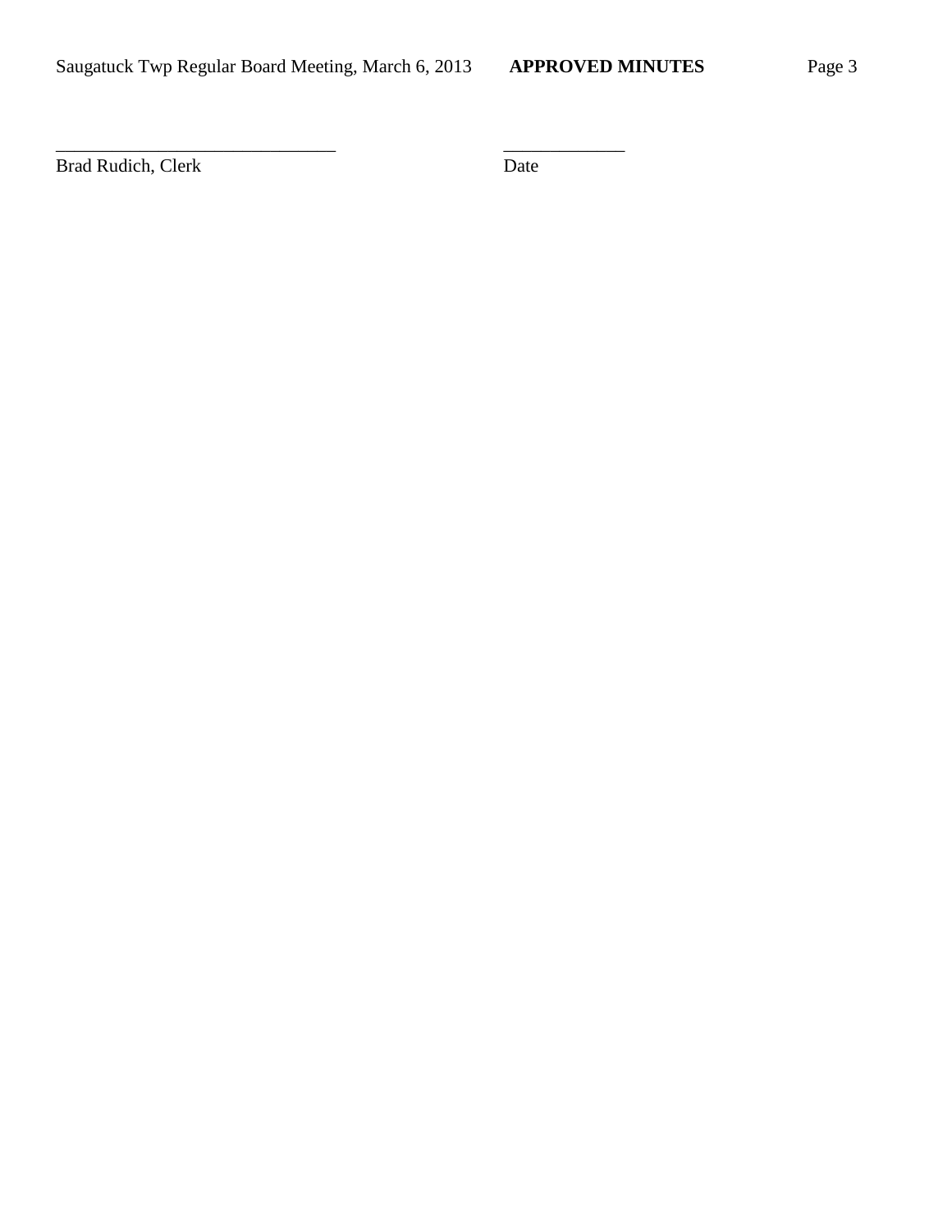______________________________ _____________

Brad Rudich, Clerk Date